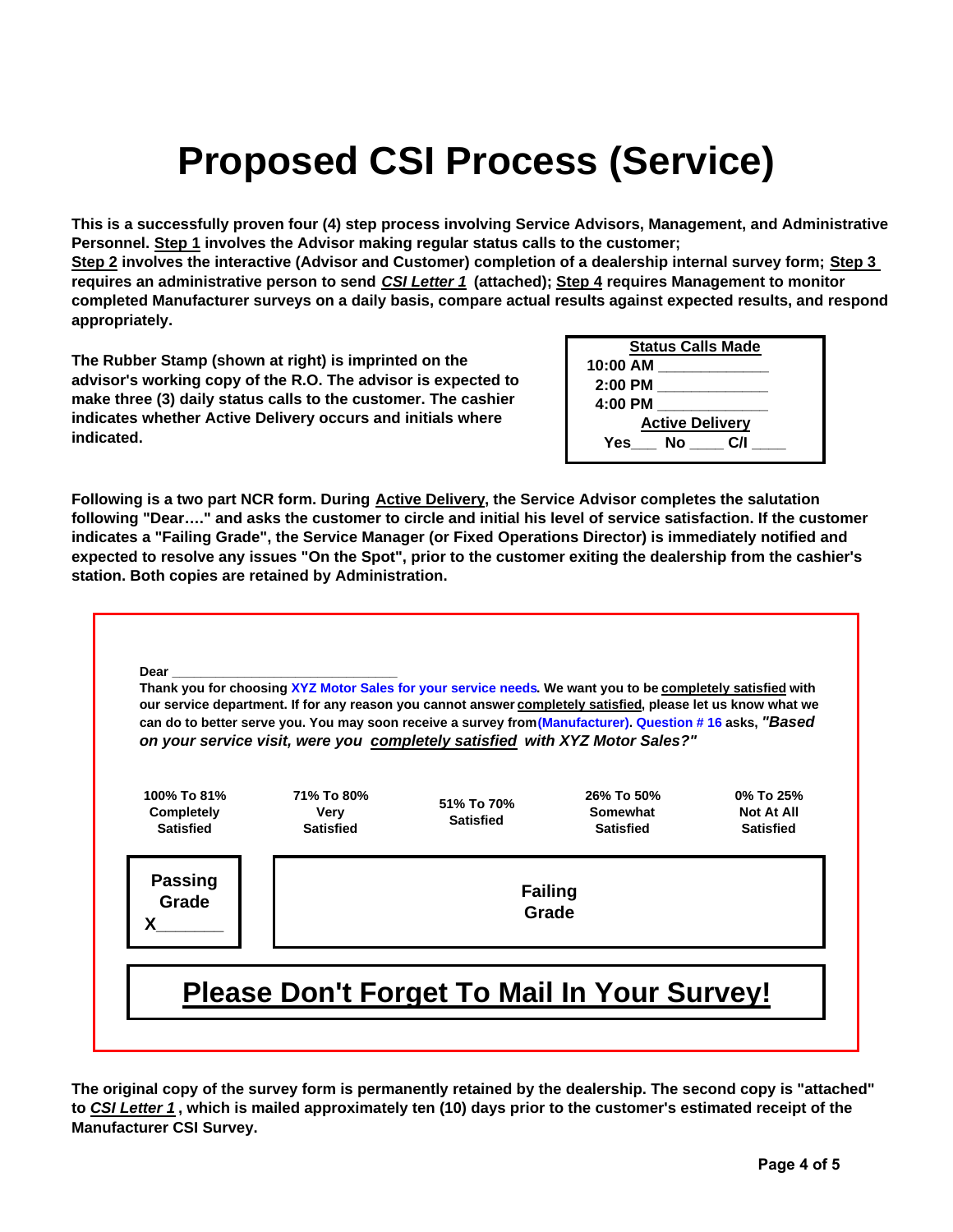# Proposed CSI Process (Service)

**This is a successfully proven four (4) step process involving Service Advisors, Management, and Administrative Personnel. <u>Step 1</u> involves the Advisor making regular status calls to the customer; <u>Step 2</u> involves the interactive (Advisor and Customer) completion of a dealership internal survey form; <u>Step 3</u> requires an administrative person to send <u>*CSI Letter 1*</u> (attached); <u>Step 4</u> requires Management to monitor completed Manufacturer surveys on a daily basis, compare actual results against expected results, and respond appropriately.**

**The Rubber Stamp (shown at right) is imprinted on the advisor's working copy of the R.O. The advisor is expected to make three (3) daily status calls to the customer. The cashier indicates whether Active Delivery occurs and initials where indicated.**

**<u>Status Calls Made</u>**
**10:00 AM ____________**
**2:00 PM ____________**
**4:00 PM ____________**
**<u>Active Delivery</u>**
**Yes___ No ____ C/I ____**

**Following is a two part NCR form. During <u>Active Delivery</u>, the Service Advisor completes the salutation following "Dear…." and asks the customer to circle and initial his level of service satisfaction. If the customer indicates a "Failing Grade", the Service Manager (or Fixed Operations Director) is immediately notified and expected to resolve any issues "On the Spot", prior to the customer exiting the dealership from the cashier's station. Both copies are retained by Administration.**

---

**Dear ______________________________**

**Thank you for choosing XYZ Motor Sales for your service needs. We want you to be <u>completely satisfied</u> with our service department. If for any reason you cannot answer <u>completely satisfied</u>, please let us know what we can do to better serve you. You may soon receive a survey from (Manufacturer). Question # 16 asks, *"Based on your service visit, were you <u>completely satisfied</u> with XYZ Motor Sales?"***

| 100% To 81% Completely Satisfied | 71% To 80% Very Satisfied | 51% To 70% Satisfied | 26% To 50% Somewhat Satisfied | 0% To 25% Not At All Satisfied |
|---|---|---|---|---|
| **Passing Grade** X_______ | **Failing Grade** | | | |

## <u>Please Don't Forget To Mail In Your Survey!</u>

---

**The original copy of the survey form is permanently retained by the dealership. The second copy is "attached" to <u>*CSI Letter 1*</u>, which is mailed approximately ten (10) days prior to the customer's estimated receipt of the Manufacturer CSI Survey.**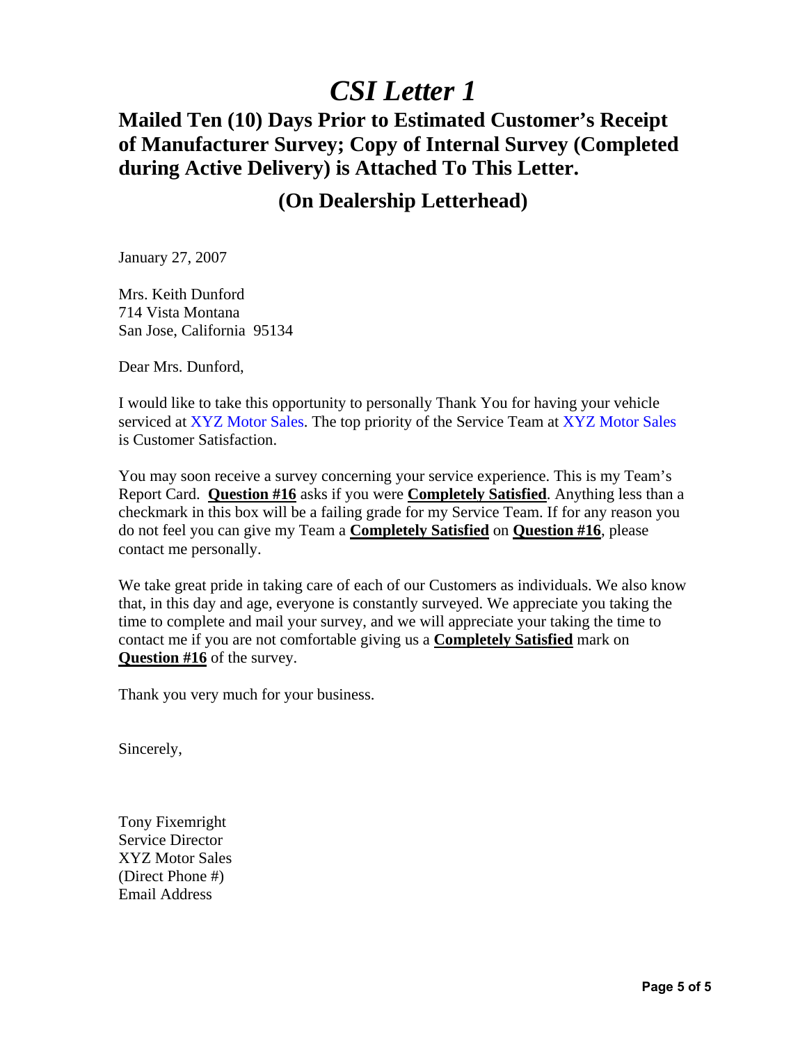# *CSI Letter 1*

## Mailed Ten (10) Days Prior to Estimated Customer's Receipt of Manufacturer Survey; Copy of Internal Survey (Completed during Active Delivery) is Attached To This Letter.

### (On Dealership Letterhead)

January 27, 2007

Mrs. Keith Dunford
714 Vista Montana
San Jose, California 95134

Dear Mrs. Dunford,

I would like to take this opportunity to personally Thank You for having your vehicle serviced at XYZ Motor Sales. The top priority of the Service Team at XYZ Motor Sales is Customer Satisfaction.

You may soon receive a survey concerning your service experience. This is my Team's Report Card. **Question #16** asks if you were **Completely Satisfied**. Anything less than a checkmark in this box will be a failing grade for my Service Team. If for any reason you do not feel you can give my Team a **Completely Satisfied** on **Question #16**, please contact me personally.

We take great pride in taking care of each of our Customers as individuals. We also know that, in this day and age, everyone is constantly surveyed. We appreciate you taking the time to complete and mail your survey, and we will appreciate your taking the time to contact me if you are not comfortable giving us a **Completely Satisfied** mark on **Question #16** of the survey.

Thank you very much for your business.

Sincerely,

Tony Fixemright
Service Director
XYZ Motor Sales
(Direct Phone #)
Email Address